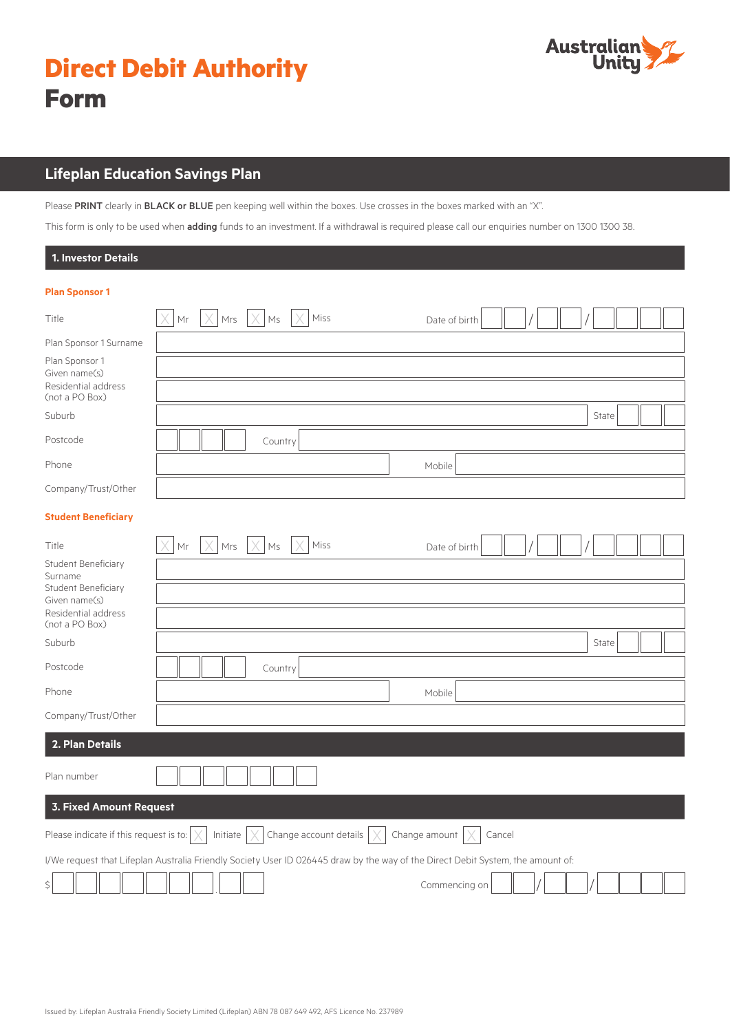# Direct Debit Authority Form

Australian Unity

## Lifeplan Education Savings Plan

Please **PRINT** clearly in **BLACK or BLUE** pen keeping well within the boxes. Use crosses in the boxes marked with an "X".

This form is only to be used when **adding** funds to an investment. If a withdrawal is required please call our enquiries number on 1300 1300 38.

### 1. Investor Details

**Plan Sponsor 1**

Title ☐ Mr ☐ Mrs ☐ Ms ☐ Miss Date of birth __ __ / __ __ / __ __ __ __

Plan Sponsor 1 Surname

Plan Sponsor 1 Given name(s)

Residential address (not a PO Box)

Suburb State

Postcode Country

Phone Mobile

Company/Trust/Other

**Student Beneficiary**

Title ☐ Mr ☐ Mrs ☐ Ms ☐ Miss Date of birth __ __ / __ __ / __ __ __ __

Student Beneficiary Surname

Student Beneficiary Given name(s)

Residential address (not a PO Box)

Suburb State

Postcode Country

Phone Mobile

Company/Trust/Other

### 2. Plan Details

Plan number

### 3. Fixed Amount Request

Please indicate if this request is to: ☐ Initiate ☐ Change account details ☐ Change amount ☐ Cancel

I/We request that Lifeplan Australia Friendly Society User ID 026445 draw by the way of the Direct Debit System, the amount of:

$ Commencing on __ __ / __ __ / __ __ __ __

Issued by: Lifeplan Australia Friendly Society Limited (Lifeplan) ABN 78 087 649 492, AFS Licence No. 237989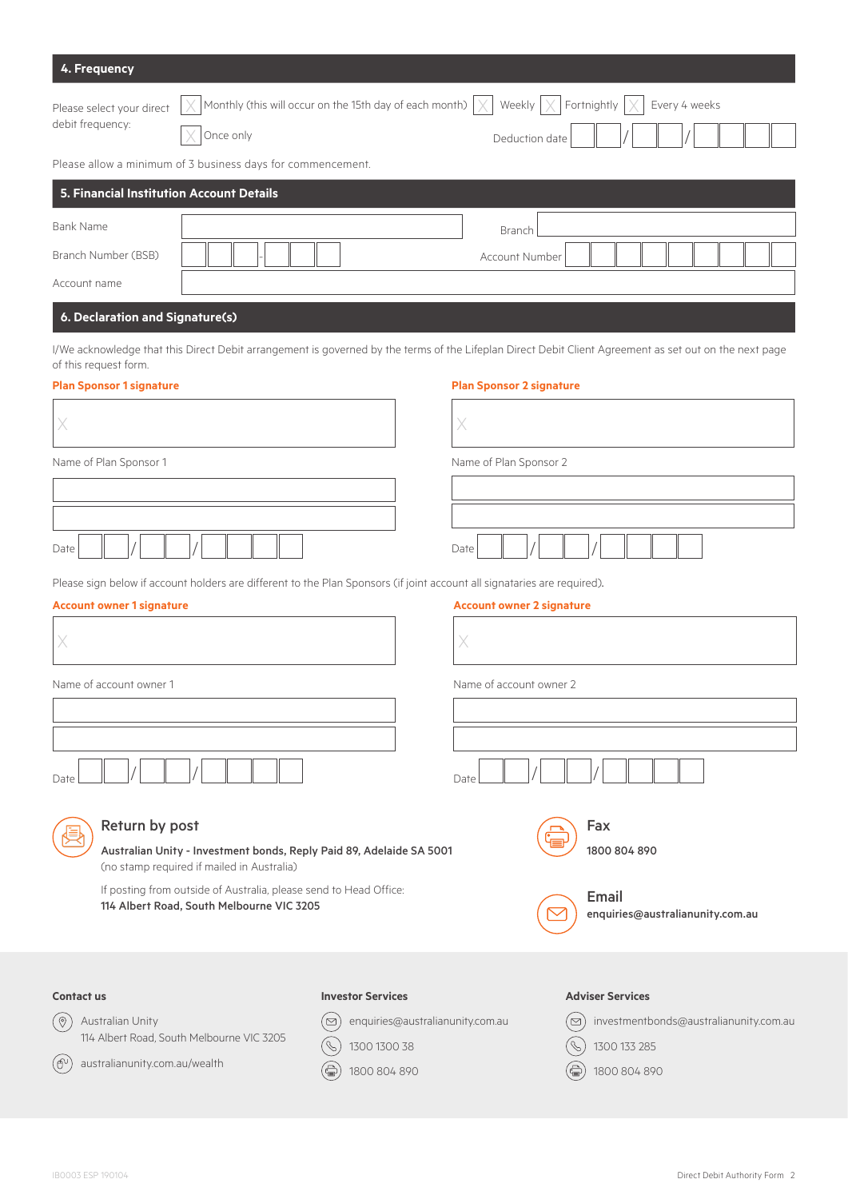## 4. Frequency

Please select your direct debit frequency:

- ☐ Monthly (this will occur on the 15th day of each month)
- ☐ Weekly
- ☐ Fortnightly
- ☐ Every 4 weeks
- ☐ Once only

Deduction date __ __ / __ __ / __ __ __ __

Please allow a minimum of 3 business days for commencement.

## 5. Financial Institution Account Details

Bank Name

Branch

Branch Number (BSB) __ __ __ - __ __ __

Account Number

Account name

## 6. Declaration and Signature(s)

I/We acknowledge that this Direct Debit arrangement is governed by the terms of the Lifeplan Direct Debit Client Agreement as set out on the next page of this request form.

**Plan Sponsor 1 signature**

X

Name of Plan Sponsor 1

Date __ __ / __ __ / __ __ __ __

**Plan Sponsor 2 signature**

X

Name of Plan Sponsor 2

Date __ __ / __ __ / __ __ __ __

Please sign below if account holders are different to the Plan Sponsors (if joint account all signataries are required).

**Account owner 1 signature**

X

Name of account owner 1

Date __ __ / __ __ / __ __ __ __

**Account owner 2 signature**

X

Name of account owner 2

Date __ __ / __ __ / __ __ __ __

### Return by post

**Australian Unity - Investment bonds, Reply Paid 89, Adelaide SA 5001**
(no stamp required if mailed in Australia)

If posting from outside of Australia, please send to Head Office:
**114 Albert Road, South Melbourne VIC 3205**

### Fax

**1800 804 890**

### Email

**enquiries@australianunity.com.au**

**Contact us**

Australian Unity
114 Albert Road, South Melbourne VIC 3205

australianunity.com.au/wealth

**Investor Services**

enquiries@australianunity.com.au

1300 1300 38

1800 804 890

**Adviser Services**

investmentbonds@australianunity.com.au

1300 133 285

1800 804 890

IB0003 ESP 190104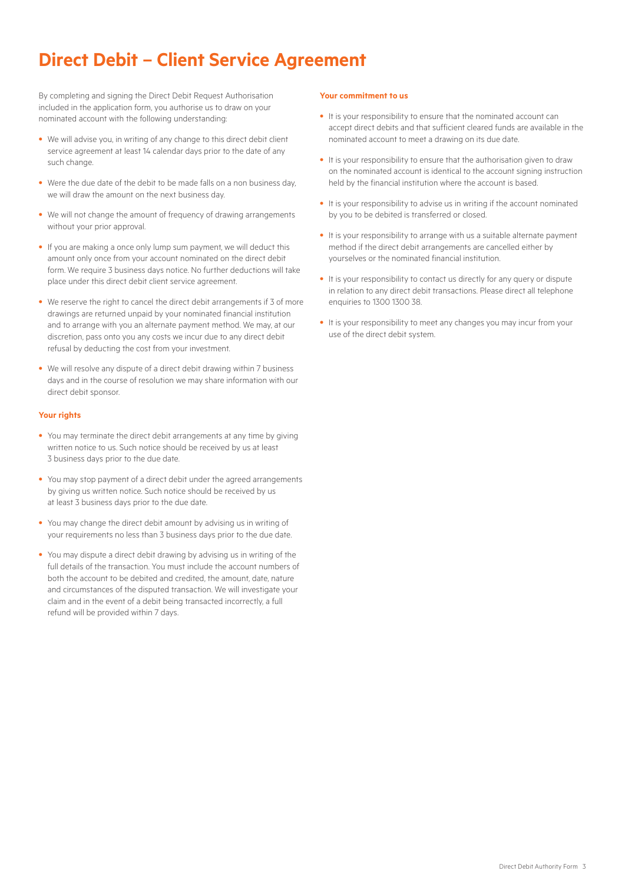# Direct Debit – Client Service Agreement

By completing and signing the Direct Debit Request Authorisation included in the application form, you authorise us to draw on your nominated account with the following understanding:

- We will advise you, in writing of any change to this direct debit client service agreement at least 14 calendar days prior to the date of any such change.
- Were the due date of the debit to be made falls on a non business day, we will draw the amount on the next business day.
- We will not change the amount of frequency of drawing arrangements without your prior approval.
- If you are making a once only lump sum payment, we will deduct this amount only once from your account nominated on the direct debit form. We require 3 business days notice. No further deductions will take place under this direct debit client service agreement.
- We reserve the right to cancel the direct debit arrangements if 3 of more drawings are returned unpaid by your nominated financial institution and to arrange with you an alternate payment method. We may, at our discretion, pass onto you any costs we incur due to any direct debit refusal by deducting the cost from your investment.
- We will resolve any dispute of a direct debit drawing within 7 business days and in the course of resolution we may share information with our direct debit sponsor.

### Your rights

- You may terminate the direct debit arrangements at any time by giving written notice to us. Such notice should be received by us at least 3 business days prior to the due date.
- You may stop payment of a direct debit under the agreed arrangements by giving us written notice. Such notice should be received by us at least 3 business days prior to the due date.
- You may change the direct debit amount by advising us in writing of your requirements no less than 3 business days prior to the due date.
- You may dispute a direct debit drawing by advising us in writing of the full details of the transaction. You must include the account numbers of both the account to be debited and credited, the amount, date, nature and circumstances of the disputed transaction. We will investigate your claim and in the event of a debit being transacted incorrectly, a full refund will be provided within 7 days.

### Your commitment to us

- It is your responsibility to ensure that the nominated account can accept direct debits and that sufficient cleared funds are available in the nominated account to meet a drawing on its due date.
- It is your responsibility to ensure that the authorisation given to draw on the nominated account is identical to the account signing instruction held by the financial institution where the account is based.
- It is your responsibility to advise us in writing if the account nominated by you to be debited is transferred or closed.
- It is your responsibility to arrange with us a suitable alternate payment method if the direct debit arrangements are cancelled either by yourselves or the nominated financial institution.
- It is your responsibility to contact us directly for any query or dispute in relation to any direct debit transactions. Please direct all telephone enquiries to 1300 1300 38.
- It is your responsibility to meet any changes you may incur from your use of the direct debit system.